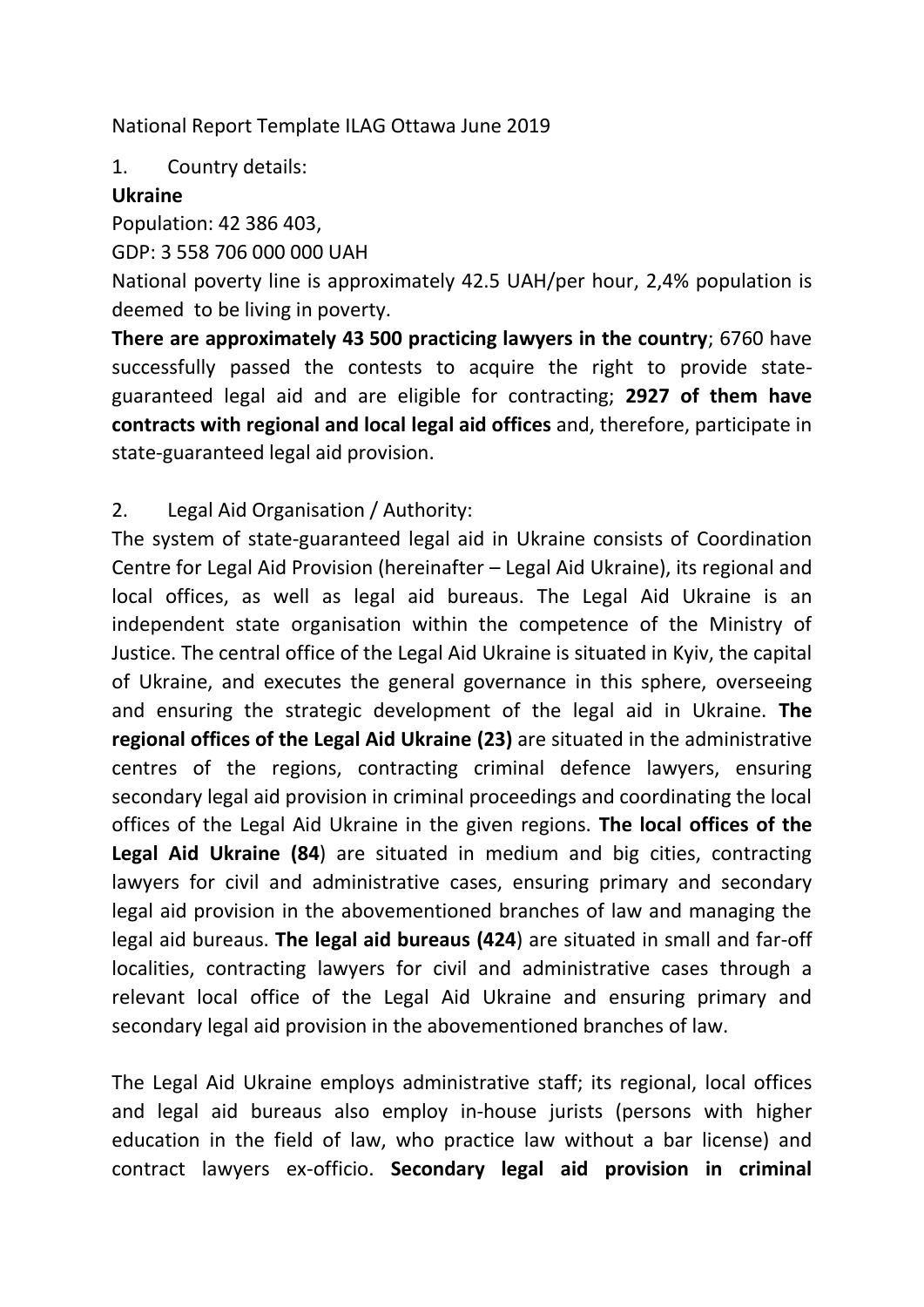National Report Template ILAG Ottawa June 2019

1. Country details:

**Ukraine**

Population: 42 386 403,

GDP: 3 558 706 000 000 UAH

National poverty line is approximately 42.5 UAH/per hour, 2,4% population is deemed to be living in poverty.

**There are approximately 43 500 practicing lawyers in the country**; 6760 have successfully passed the contests to acquire the right to provide state-guaranteed legal aid and are eligible for contracting; **2927 of them have contracts with regional and local legal aid offices** and, therefore, participate in state-guaranteed legal aid provision.

2. Legal Aid Organisation / Authority:

The system of state-guaranteed legal aid in Ukraine consists of Coordination Centre for Legal Aid Provision (hereinafter – Legal Aid Ukraine), its regional and local offices, as well as legal aid bureaus. The Legal Aid Ukraine is an independent state organisation within the competence of the Ministry of Justice. The central office of the Legal Aid Ukraine is situated in Kyiv, the capital of Ukraine, and executes the general governance in this sphere, overseeing and ensuring the strategic development of the legal aid in Ukraine. **The regional offices of the Legal Aid Ukraine (23)** are situated in the administrative centres of the regions, contracting criminal defence lawyers, ensuring secondary legal aid provision in criminal proceedings and coordinating the local offices of the Legal Aid Ukraine in the given regions. **The local offices of the Legal Aid Ukraine (84**) are situated in medium and big cities, contracting lawyers for civil and administrative cases, ensuring primary and secondary legal aid provision in the abovementioned branches of law and managing the legal aid bureaus. **The legal aid bureaus (424**) are situated in small and far-off localities, contracting lawyers for civil and administrative cases through a relevant local office of the Legal Aid Ukraine and ensuring primary and secondary legal aid provision in the abovementioned branches of law.

The Legal Aid Ukraine employs administrative staff; its regional, local offices and legal aid bureaus also employ in-house jurists (persons with higher education in the field of law, who practice law without a bar license) and contract lawyers ex-officio. **Secondary legal aid provision in criminal**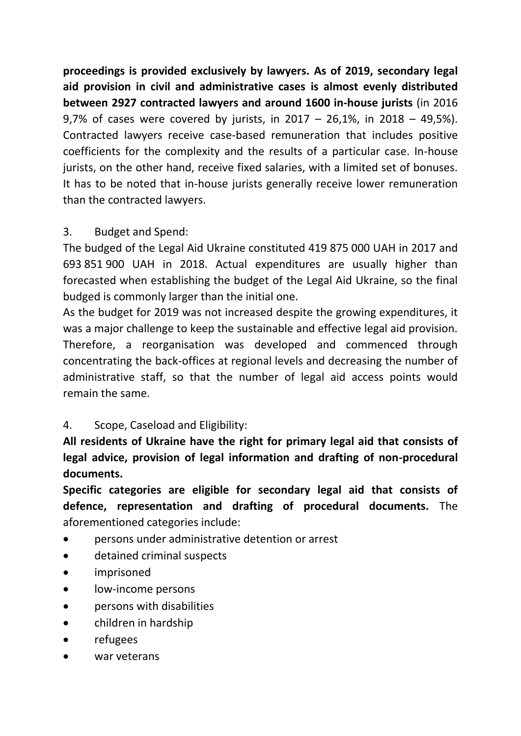**proceedings is provided exclusively by lawyers. As of 2019, secondary legal aid provision in civil and administrative cases is almost evenly distributed between 2927 contracted lawyers and around 1600 in-house jurists** (in 2016 9,7% of cases were covered by jurists, in 2017 – 26,1%, in 2018 – 49,5%). Contracted lawyers receive case-based remuneration that includes positive coefficients for the complexity and the results of a particular case. In-house jurists, on the other hand, receive fixed salaries, with a limited set of bonuses. It has to be noted that in-house jurists generally receive lower remuneration than the contracted lawyers.

3. Budget and Spend:

The budged of the Legal Aid Ukraine constituted 419 875 000 UAH in 2017 and 693 851 900 UAH in 2018. Actual expenditures are usually higher than forecasted when establishing the budget of the Legal Aid Ukraine, so the final budged is commonly larger than the initial one.

As the budget for 2019 was not increased despite the growing expenditures, it was a major challenge to keep the sustainable and effective legal aid provision. Therefore, a reorganisation was developed and commenced through concentrating the back-offices at regional levels and decreasing the number of administrative staff, so that the number of legal aid access points would remain the same.

4. Scope, Caseload and Eligibility:

**All residents of Ukraine have the right for primary legal aid that consists of legal advice, provision of legal information and drafting of non-procedural documents.**

**Specific categories are eligible for secondary legal aid that consists of defence, representation and drafting of procedural documents.** The aforementioned categories include:

- persons under administrative detention or arrest
- detained criminal suspects
- imprisoned
- low-income persons
- persons with disabilities
- children in hardship
- refugees
- war veterans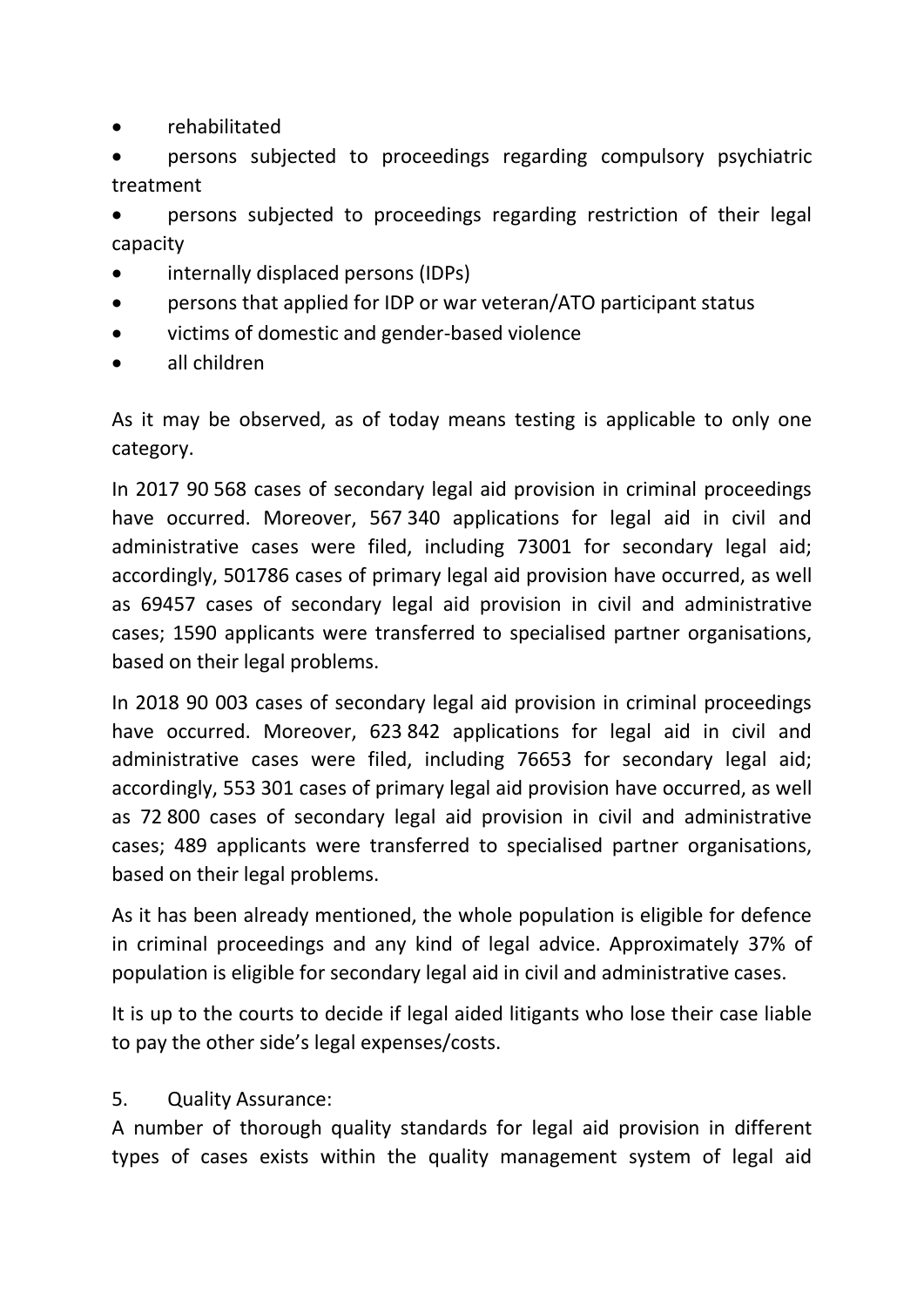- rehabilitated
- persons subjected to proceedings regarding compulsory psychiatric treatment
- persons subjected to proceedings regarding restriction of their legal capacity
- internally displaced persons (IDPs)
- persons that applied for IDP or war veteran/ATO participant status
- victims of domestic and gender-based violence
- all children

As it may be observed, as of today means testing is applicable to only one category.

In 2017 90 568 cases of secondary legal aid provision in criminal proceedings have occurred. Moreover, 567 340 applications for legal aid in civil and administrative cases were filed, including 73001 for secondary legal aid; accordingly, 501786 cases of primary legal aid provision have occurred, as well as 69457 cases of secondary legal aid provision in civil and administrative cases; 1590 applicants were transferred to specialised partner organisations, based on their legal problems.

In 2018 90 003 cases of secondary legal aid provision in criminal proceedings have occurred. Moreover, 623 842 applications for legal aid in civil and administrative cases were filed, including 76653 for secondary legal aid; accordingly, 553 301 cases of primary legal aid provision have occurred, as well as 72 800 cases of secondary legal aid provision in civil and administrative cases; 489 applicants were transferred to specialised partner organisations, based on their legal problems.

As it has been already mentioned, the whole population is eligible for defence in criminal proceedings and any kind of legal advice. Approximately 37% of population is eligible for secondary legal aid in civil and administrative cases.

It is up to the courts to decide if legal aided litigants who lose their case liable to pay the other side's legal expenses/costs.

5. Quality Assurance:

A number of thorough quality standards for legal aid provision in different types of cases exists within the quality management system of legal aid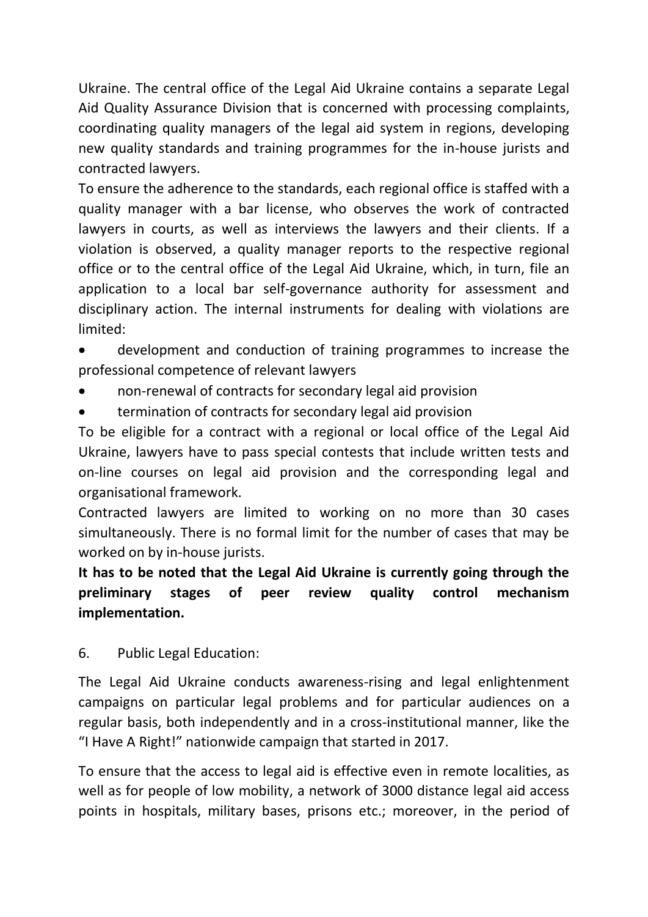Ukraine. The central office of the Legal Aid Ukraine contains a separate Legal Aid Quality Assurance Division that is concerned with processing complaints, coordinating quality managers of the legal aid system in regions, developing new quality standards and training programmes for the in-house jurists and contracted lawyers.

To ensure the adherence to the standards, each regional office is staffed with a quality manager with a bar license, who observes the work of contracted lawyers in courts, as well as interviews the lawyers and their clients. If a violation is observed, a quality manager reports to the respective regional office or to the central office of the Legal Aid Ukraine, which, in turn, file an application to a local bar self-governance authority for assessment and disciplinary action. The internal instruments for dealing with violations are limited:

- development and conduction of training programmes to increase the professional competence of relevant lawyers
- non-renewal of contracts for secondary legal aid provision
- termination of contracts for secondary legal aid provision

To be eligible for a contract with a regional or local office of the Legal Aid Ukraine, lawyers have to pass special contests that include written tests and on-line courses on legal aid provision and the corresponding legal and organisational framework.

Contracted lawyers are limited to working on no more than 30 cases simultaneously. There is no formal limit for the number of cases that may be worked on by in-house jurists.

**It has to be noted that the Legal Aid Ukraine is currently going through the preliminary stages of peer review quality control mechanism implementation.**

6. Public Legal Education:

The Legal Aid Ukraine conducts awareness-rising and legal enlightenment campaigns on particular legal problems and for particular audiences on a regular basis, both independently and in a cross-institutional manner, like the "I Have A Right!" nationwide campaign that started in 2017.

To ensure that the access to legal aid is effective even in remote localities, as well as for people of low mobility, a network of 3000 distance legal aid access points in hospitals, military bases, prisons etc.; moreover, in the period of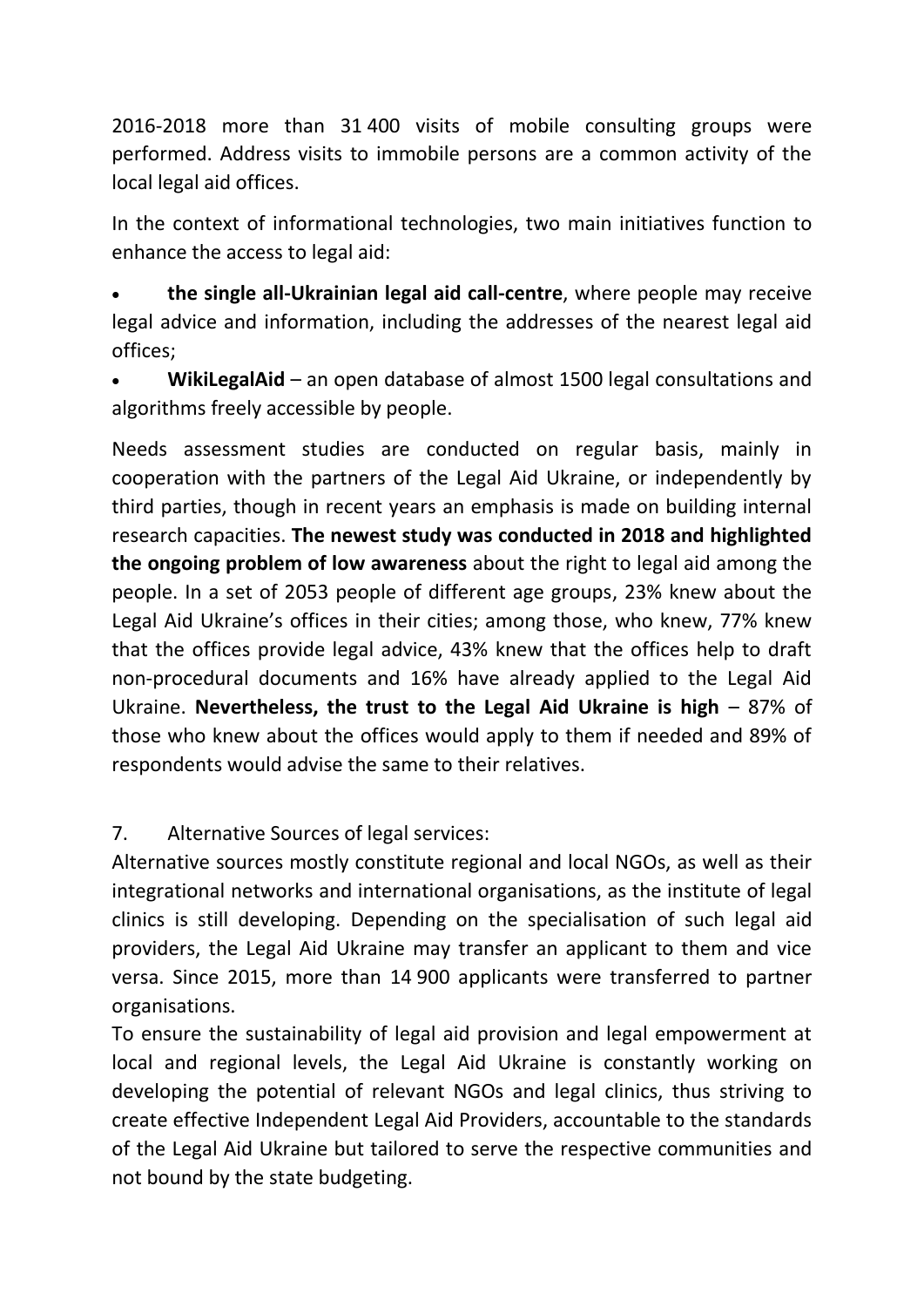2016-2018 more than 31 400 visits of mobile consulting groups were performed. Address visits to immobile persons are a common activity of the local legal aid offices.

In the context of informational technologies, two main initiatives function to enhance the access to legal aid:

- **the single all-Ukrainian legal aid call-centre**, where people may receive legal advice and information, including the addresses of the nearest legal aid offices;
- **WikiLegalAid** – an open database of almost 1500 legal consultations and algorithms freely accessible by people.

Needs assessment studies are conducted on regular basis, mainly in cooperation with the partners of the Legal Aid Ukraine, or independently by third parties, though in recent years an emphasis is made on building internal research capacities. **The newest study was conducted in 2018 and highlighted the ongoing problem of low awareness** about the right to legal aid among the people. In a set of 2053 people of different age groups, 23% knew about the Legal Aid Ukraine's offices in their cities; among those, who knew, 77% knew that the offices provide legal advice, 43% knew that the offices help to draft non-procedural documents and 16% have already applied to the Legal Aid Ukraine. **Nevertheless, the trust to the Legal Aid Ukraine is high** – 87% of those who knew about the offices would apply to them if needed and 89% of respondents would advise the same to their relatives.

7. Alternative Sources of legal services:

Alternative sources mostly constitute regional and local NGOs, as well as their integrational networks and international organisations, as the institute of legal clinics is still developing. Depending on the specialisation of such legal aid providers, the Legal Aid Ukraine may transfer an applicant to them and vice versa. Since 2015, more than 14 900 applicants were transferred to partner organisations.

To ensure the sustainability of legal aid provision and legal empowerment at local and regional levels, the Legal Aid Ukraine is constantly working on developing the potential of relevant NGOs and legal clinics, thus striving to create effective Independent Legal Aid Providers, accountable to the standards of the Legal Aid Ukraine but tailored to serve the respective communities and not bound by the state budgeting.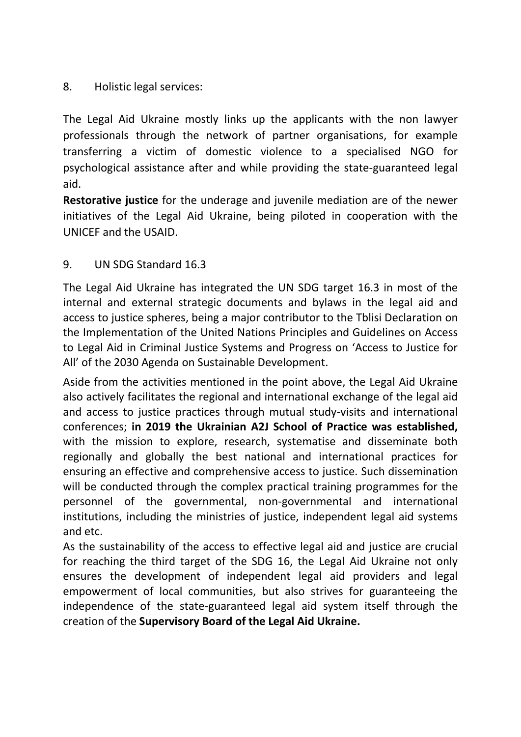8. Holistic legal services:

The Legal Aid Ukraine mostly links up the applicants with the non lawyer professionals through the network of partner organisations, for example transferring a victim of domestic violence to a specialised NGO for psychological assistance after and while providing the state-guaranteed legal aid.

**Restorative justice** for the underage and juvenile mediation are of the newer initiatives of the Legal Aid Ukraine, being piloted in cooperation with the UNICEF and the USAID.

9. UN SDG Standard 16.3

The Legal Aid Ukraine has integrated the UN SDG target 16.3 in most of the internal and external strategic documents and bylaws in the legal aid and access to justice spheres, being a major contributor to the Tblisi Declaration on the Implementation of the United Nations Principles and Guidelines on Access to Legal Aid in Criminal Justice Systems and Progress on 'Access to Justice for All' of the 2030 Agenda on Sustainable Development.

Aside from the activities mentioned in the point above, the Legal Aid Ukraine also actively facilitates the regional and international exchange of the legal aid and access to justice practices through mutual study-visits and international conferences; **in 2019 the Ukrainian A2J School of Practice was established,** with the mission to explore, research, systematise and disseminate both regionally and globally the best national and international practices for ensuring an effective and comprehensive access to justice. Such dissemination will be conducted through the complex practical training programmes for the personnel of the governmental, non-governmental and international institutions, including the ministries of justice, independent legal aid systems and etc.

As the sustainability of the access to effective legal aid and justice are crucial for reaching the third target of the SDG 16, the Legal Aid Ukraine not only ensures the development of independent legal aid providers and legal empowerment of local communities, but also strives for guaranteeing the independence of the state-guaranteed legal aid system itself through the creation of the **Supervisory Board of the Legal Aid Ukraine.**